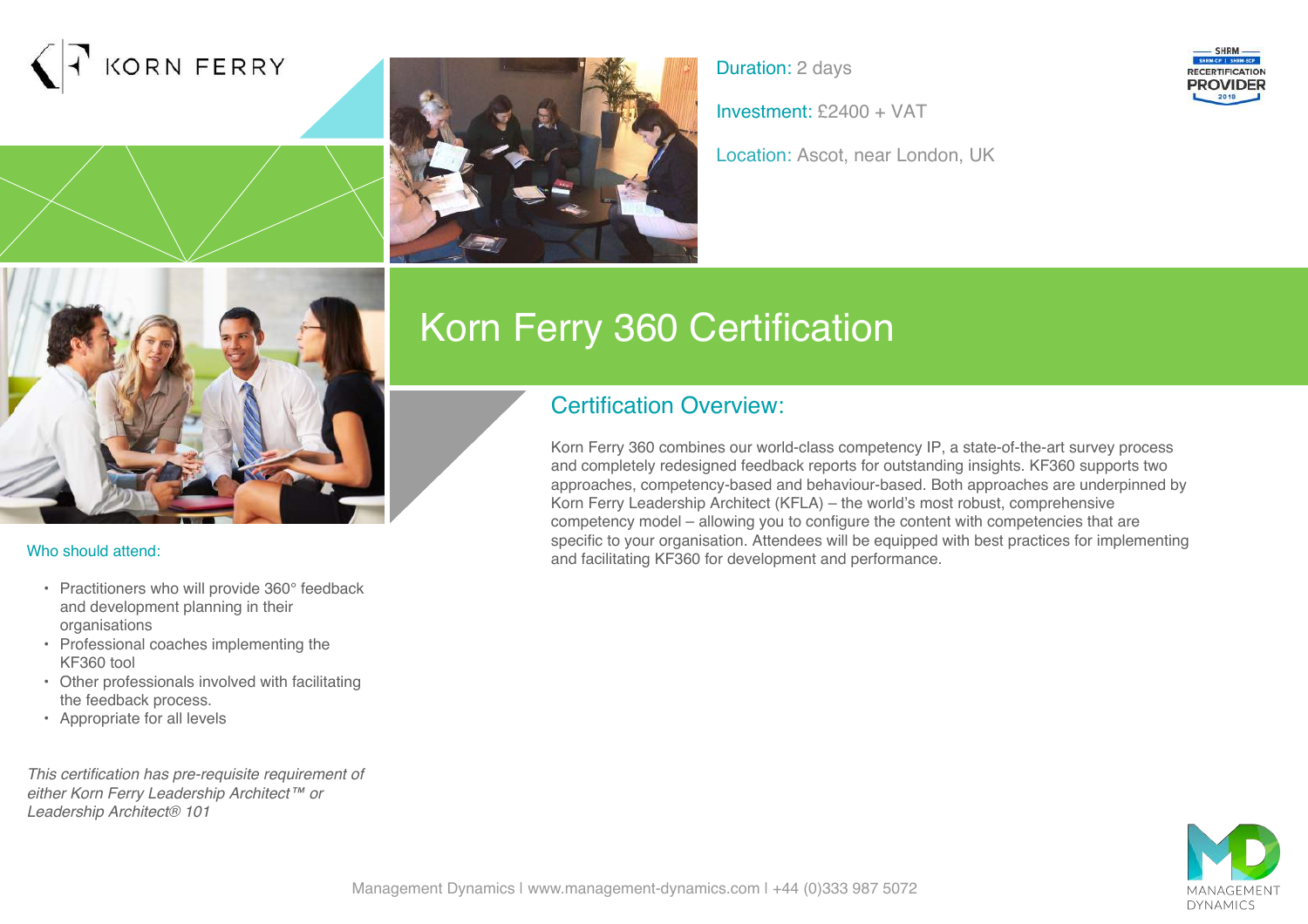KORN FERRY

**Duration:** 2 days

**Investment:** £2400 + VAT

**Location:** Ascot, near London, UK

SHRM SHRM-CP | SHRM-SCP RECERTIFICATION PROVIDER 2019

# Korn Ferry 360 Certification

## Certification Overview:

Korn Ferry 360 combines our world-class competency IP, a state-of-the-art survey process and completely redesigned feedback reports for outstanding insights. KF360 supports two approaches, competency-based and behaviour-based. Both approaches are underpinned by Korn Ferry Leadership Architect (KFLA) – the world's most robust, comprehensive competency model – allowing you to configure the content with competencies that are specific to your organisation. Attendees will be equipped with best practices for implementing and facilitating KF360 for development and performance.

### Who should attend:

- Practitioners who will provide 360° feedback and development planning in their organisations
- Professional coaches implementing the KF360 tool
- Other professionals involved with facilitating the feedback process.
- Appropriate for all levels

*This certification has pre-requisite requirement of either Korn Ferry Leadership Architect™ or Leadership Architect® 101*

Management Dynamics | www.management-dynamics.com | +44 (0)333 987 5072

MANAGEMENT DYNAMICS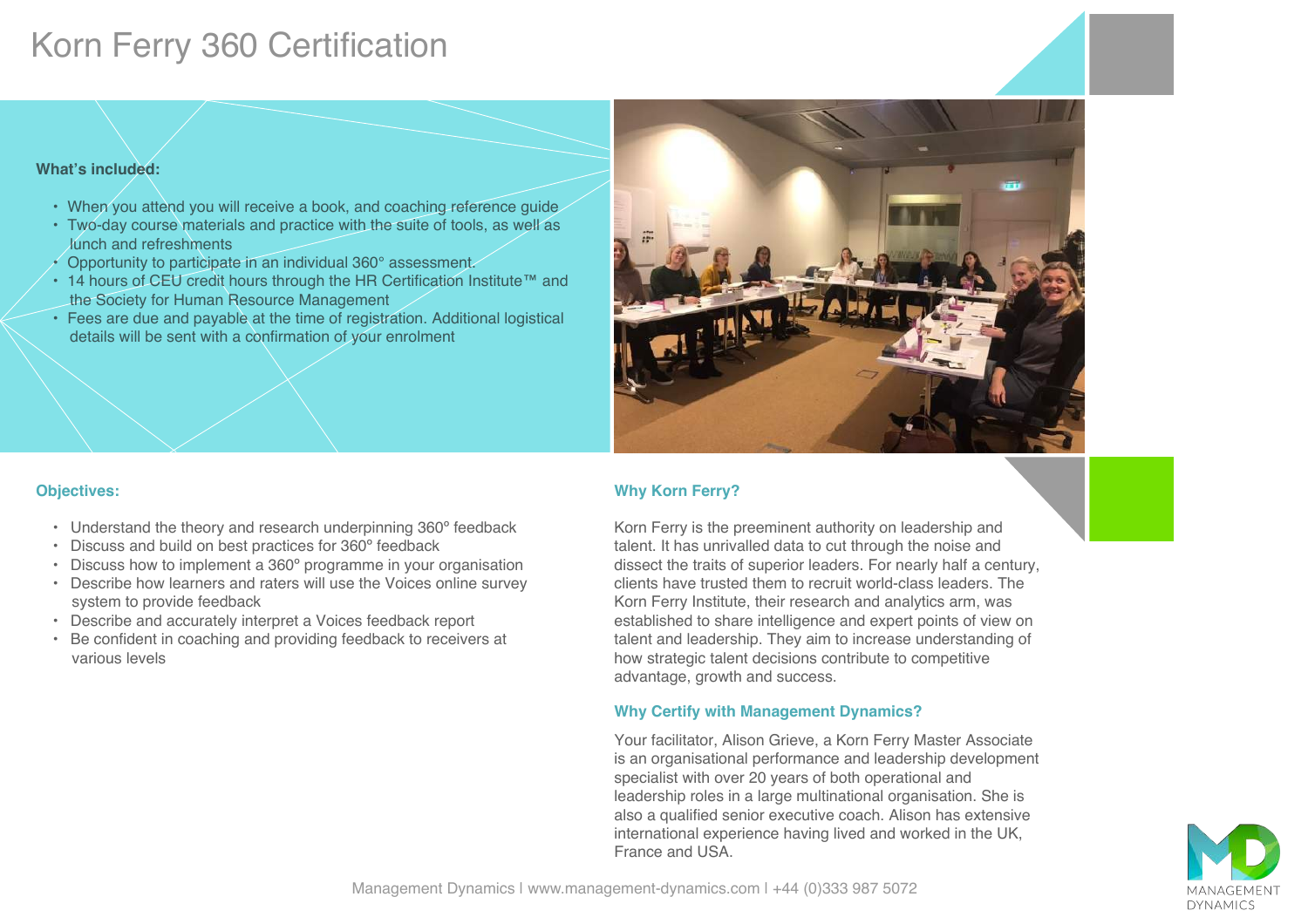# Korn Ferry 360 Certification

**What's included:**

- When you attend you will receive a book, and coaching reference guide
- Two-day course materials and practice with the suite of tools, as well as lunch and refreshments
- Opportunity to participate in an individual 360° assessment.
- 14 hours of CEU credit hours through the HR Certification Institute™ and the Society for Human Resource Management
- Fees are due and payable at the time of registration. Additional logistical details will be sent with a confirmation of your enrolment

### Objectives:

- Understand the theory and research underpinning 360º feedback
- Discuss and build on best practices for 360º feedback
- Discuss how to implement a 360º programme in your organisation
- Describe how learners and raters will use the Voices online survey system to provide feedback
- Describe and accurately interpret a Voices feedback report
- Be confident in coaching and providing feedback to receivers at various levels

### Why Korn Ferry?

Korn Ferry is the preeminent authority on leadership and talent. It has unrivalled data to cut through the noise and dissect the traits of superior leaders. For nearly half a century, clients have trusted them to recruit world-class leaders. The Korn Ferry Institute, their research and analytics arm, was established to share intelligence and expert points of view on talent and leadership. They aim to increase understanding of how strategic talent decisions contribute to competitive advantage, growth and success.

### Why Certify with Management Dynamics?

Your facilitator, Alison Grieve, a Korn Ferry Master Associate is an organisational performance and leadership development specialist with over 20 years of both operational and leadership roles in a large multinational organisation. She is also a qualified senior executive coach. Alison has extensive international experience having lived and worked in the UK, France and USA.

Management Dynamics | www.management-dynamics.com | +44 (0)333 987 5072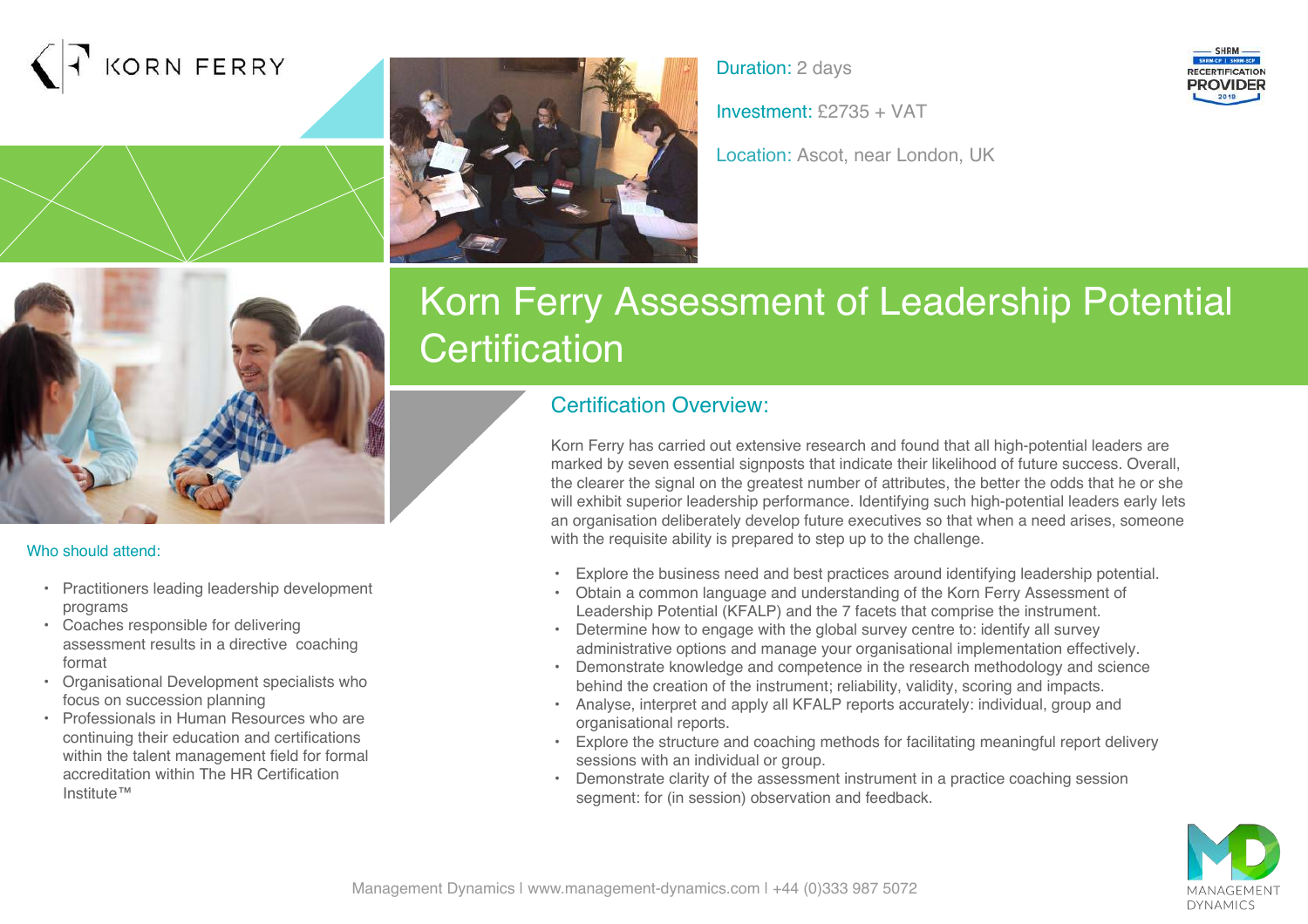Duration: 2 days

Investment: £2735 + VAT

Location: Ascot, near London, UK

# Korn Ferry Assessment of Leadership Potential Certification

## Certification Overview:

Korn Ferry has carried out extensive research and found that all high-potential leaders are marked by seven essential signposts that indicate their likelihood of future success. Overall, the clearer the signal on the greatest number of attributes, the better the odds that he or she will exhibit superior leadership performance. Identifying such high-potential leaders early lets an organisation deliberately develop future executives so that when a need arises, someone with the requisite ability is prepared to step up to the challenge.

- Explore the business need and best practices around identifying leadership potential.
- Obtain a common language and understanding of the Korn Ferry Assessment of Leadership Potential (KFALP) and the 7 facets that comprise the instrument.
- Determine how to engage with the global survey centre to: identify all survey administrative options and manage your organisational implementation effectively.
- Demonstrate knowledge and competence in the research methodology and science behind the creation of the instrument; reliability, validity, scoring and impacts.
- Analyse, interpret and apply all KFALP reports accurately: individual, group and organisational reports.
- Explore the structure and coaching methods for facilitating meaningful report delivery sessions with an individual or group.
- Demonstrate clarity of the assessment instrument in a practice coaching session segment: for (in session) observation and feedback.

### Who should attend:

- Practitioners leading leadership development programs
- Coaches responsible for delivering assessment results in a directive coaching format
- Organisational Development specialists who focus on succession planning
- Professionals in Human Resources who are continuing their education and certifications within the talent management field for formal accreditation within The HR Certification Institute™

Management Dynamics | www.management-dynamics.com | +44 (0)333 987 5072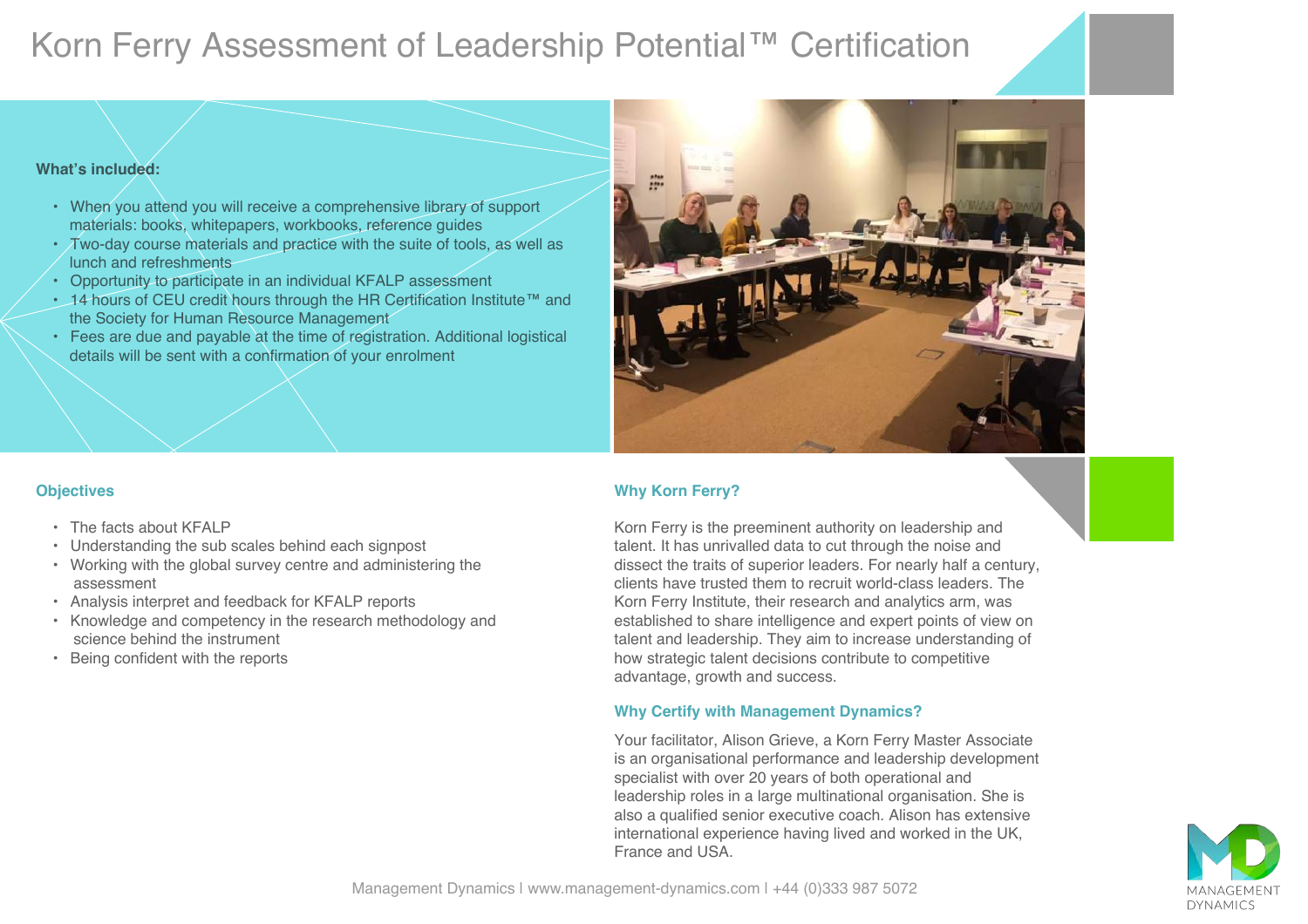# Korn Ferry Assessment of Leadership Potential™ Certification

**What's included:**

- When you attend you will receive a comprehensive library of support materials: books, whitepapers, workbooks, reference guides
- Two-day course materials and practice with the suite of tools, as well as lunch and refreshments
- Opportunity to participate in an individual KFALP assessment
- 14 hours of CEU credit hours through the HR Certification Institute™ and the Society for Human Resource Management
- Fees are due and payable at the time of registration. Additional logistical details will be sent with a confirmation of your enrolment

## Objectives

- The facts about KFALP
- Understanding the sub scales behind each signpost
- Working with the global survey centre and administering the assessment
- Analysis interpret and feedback for KFALP reports
- Knowledge and competency in the research methodology and science behind the instrument
- Being confident with the reports

## Why Korn Ferry?

Korn Ferry is the preeminent authority on leadership and talent. It has unrivalled data to cut through the noise and dissect the traits of superior leaders. For nearly half a century, clients have trusted them to recruit world-class leaders. The Korn Ferry Institute, their research and analytics arm, was established to share intelligence and expert points of view on talent and leadership. They aim to increase understanding of how strategic talent decisions contribute to competitive advantage, growth and success.

## Why Certify with Management Dynamics?

Your facilitator, Alison Grieve, a Korn Ferry Master Associate is an organisational performance and leadership development specialist with over 20 years of both operational and leadership roles in a large multinational organisation. She is also a qualified senior executive coach. Alison has extensive international experience having lived and worked in the UK, France and USA.

Management Dynamics | www.management-dynamics.com | +44 (0)333 987 5072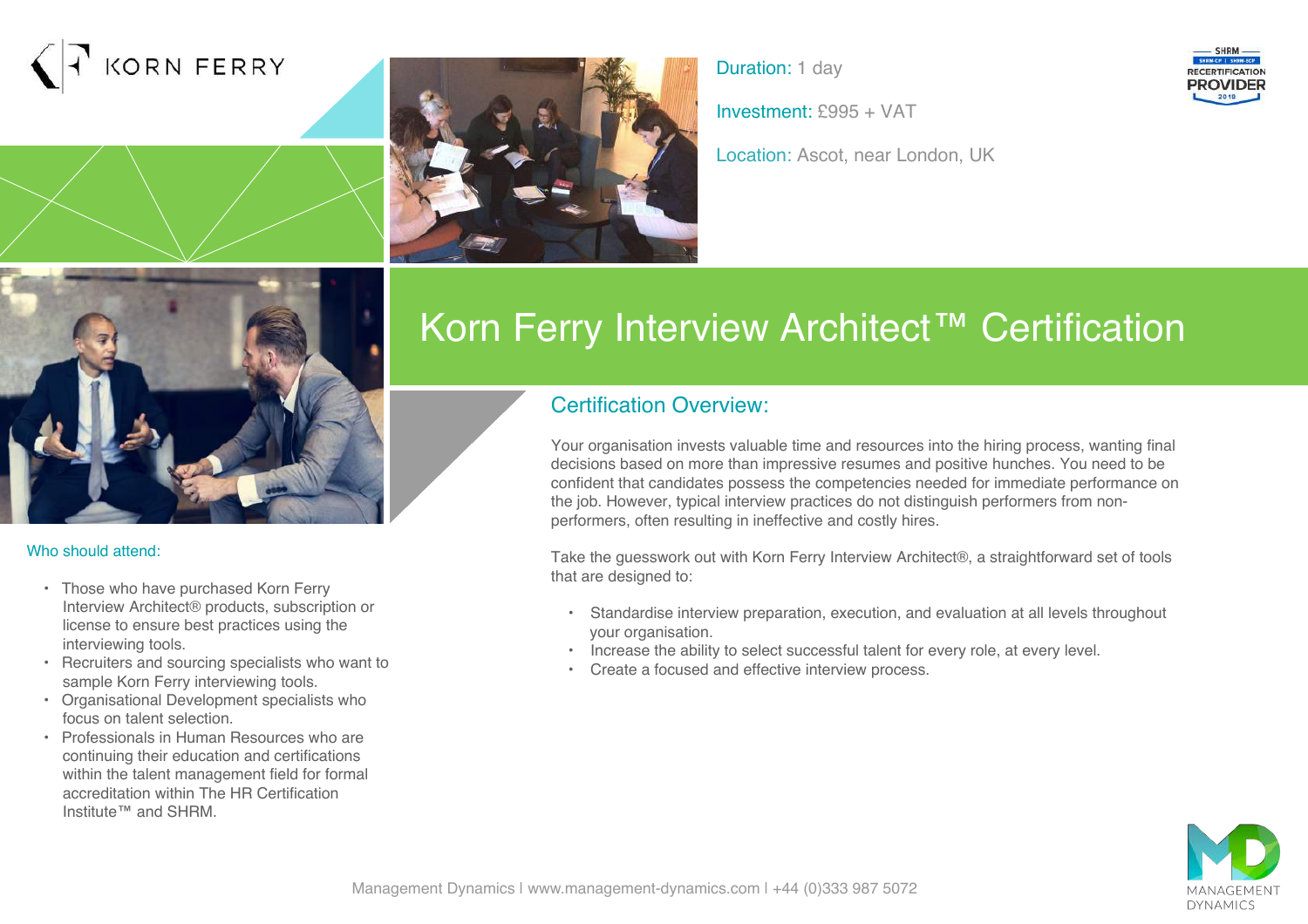# Korn Ferry Interview Architect™ Certification

Duration: 1 day

Investment: £995 + VAT

Location: Ascot, near London, UK

## Certification Overview:

Your organisation invests valuable time and resources into the hiring process, wanting final decisions based on more than impressive resumes and positive hunches. You need to be confident that candidates possess the competencies needed for immediate performance on the job. However, typical interview practices do not distinguish performers from non-performers, often resulting in ineffective and costly hires.

Take the guesswork out with Korn Ferry Interview Architect®, a straightforward set of tools that are designed to:

- Standardise interview preparation, execution, and evaluation at all levels throughout your organisation.
- Increase the ability to select successful talent for every role, at every level.
- Create a focused and effective interview process.

### Who should attend:

- Those who have purchased Korn Ferry Interview Architect® products, subscription or license to ensure best practices using the interviewing tools.
- Recruiters and sourcing specialists who want to sample Korn Ferry interviewing tools.
- Organisational Development specialists who focus on talent selection.
- Professionals in Human Resources who are continuing their education and certifications within the talent management field for formal accreditation within The HR Certification Institute™ and SHRM.

Management Dynamics | www.management-dynamics.com | +44 (0)333 987 5072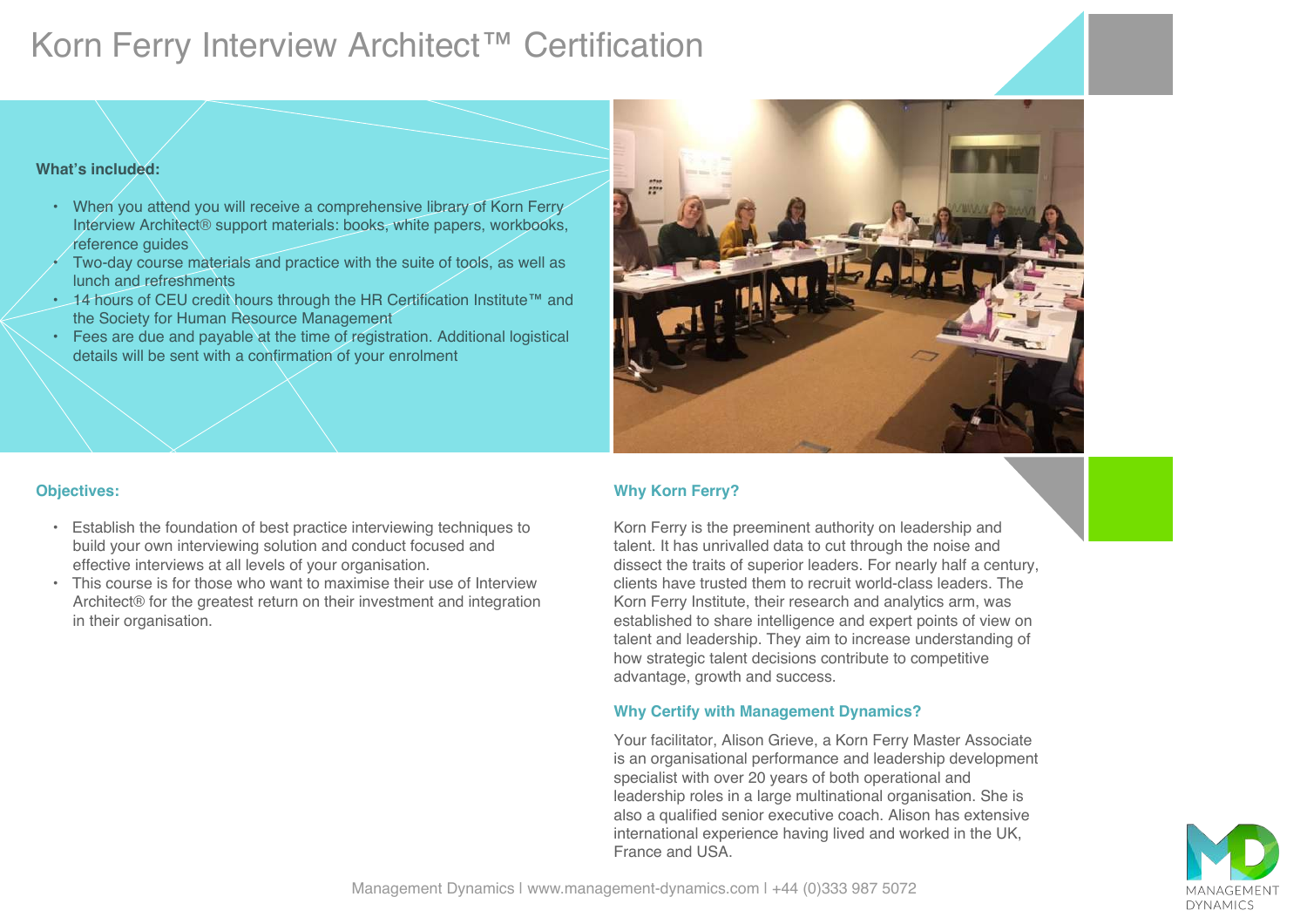# Korn Ferry Interview Architect™ Certification

**What's included:**

- When you attend you will receive a comprehensive library of Korn Ferry Interview Architect® support materials: books, white papers, workbooks, reference guides
- Two-day course materials and practice with the suite of tools, as well as lunch and refreshments
- 14 hours of CEU credit hours through the HR Certification Institute™ and the Society for Human Resource Management
- Fees are due and payable at the time of registration. Additional logistical details will be sent with a confirmation of your enrolment

### Objectives:

- Establish the foundation of best practice interviewing techniques to build your own interviewing solution and conduct focused and effective interviews at all levels of your organisation.
- This course is for those who want to maximise their use of Interview Architect® for the greatest return on their investment and integration in their organisation.

### Why Korn Ferry?

Korn Ferry is the preeminent authority on leadership and talent. It has unrivalled data to cut through the noise and dissect the traits of superior leaders. For nearly half a century, clients have trusted them to recruit world-class leaders. The Korn Ferry Institute, their research and analytics arm, was established to share intelligence and expert points of view on talent and leadership. They aim to increase understanding of how strategic talent decisions contribute to competitive advantage, growth and success.

### Why Certify with Management Dynamics?

Your facilitator, Alison Grieve, a Korn Ferry Master Associate is an organisational performance and leadership development specialist with over 20 years of both operational and leadership roles in a large multinational organisation. She is also a qualified senior executive coach. Alison has extensive international experience having lived and worked in the UK, France and USA.

Management Dynamics | www.management-dynamics.com | +44 (0)333 987 5072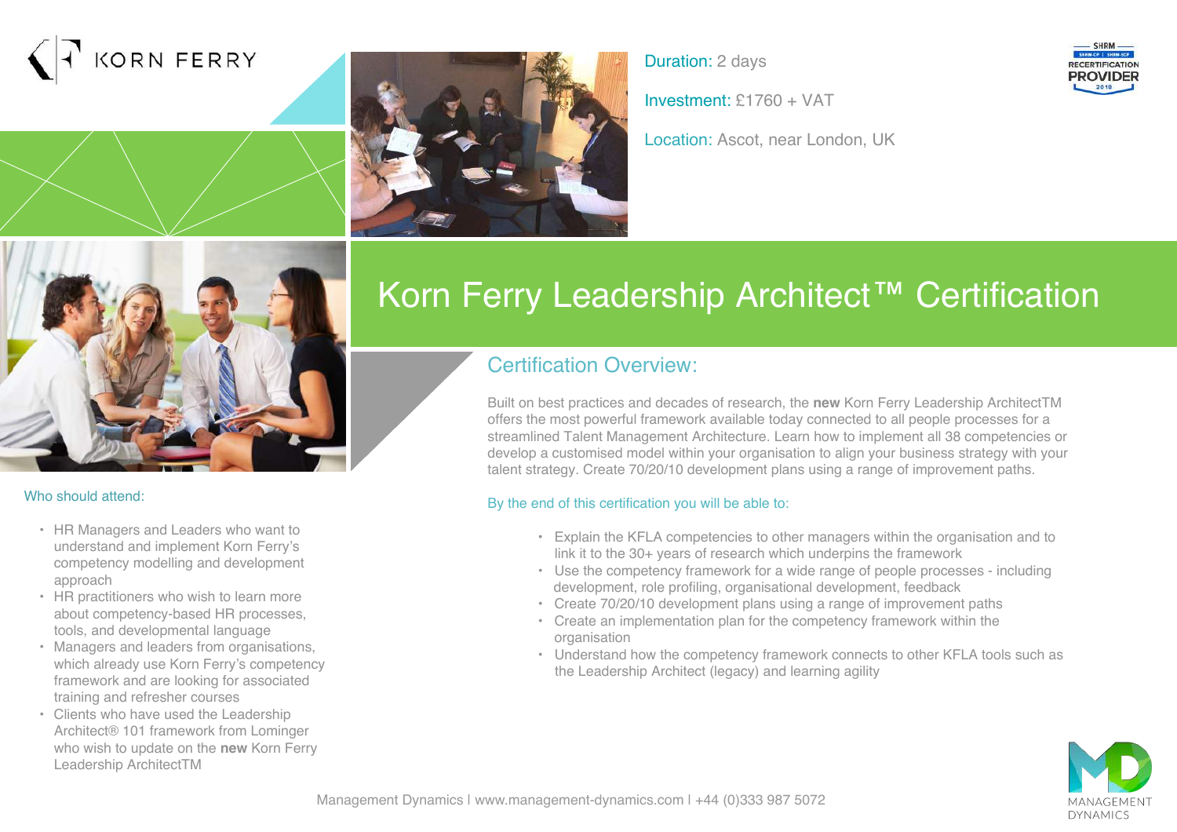Duration: 2 days

Investment: £1760 + VAT

Location: Ascot, near London, UK

# Korn Ferry Leadership Architect™ Certification

## Certification Overview:

Built on best practices and decades of research, the **new** Korn Ferry Leadership ArchitectTM offers the most powerful framework available today connected to all people processes for a streamlined Talent Management Architecture. Learn how to implement all 38 competencies or develop a customised model within your organisation to align your business strategy with your talent strategy. Create 70/20/10 development plans using a range of improvement paths.

### By the end of this certification you will be able to:

- Explain the KFLA competencies to other managers within the organisation and to link it to the 30+ years of research which underpins the framework
- Use the competency framework for a wide range of people processes - including development, role profiling, organisational development, feedback
- Create 70/20/10 development plans using a range of improvement paths
- Create an implementation plan for the competency framework within the organisation
- Understand how the competency framework connects to other KFLA tools such as the Leadership Architect (legacy) and learning agility

### Who should attend:

- HR Managers and Leaders who want to understand and implement Korn Ferry's competency modelling and development approach
- HR practitioners who wish to learn more about competency-based HR processes, tools, and developmental language
- Managers and leaders from organisations, which already use Korn Ferry's competency framework and are looking for associated training and refresher courses
- Clients who have used the Leadership Architect® 101 framework from Lominger who wish to update on the **new** Korn Ferry Leadership ArchitectTM

Management Dynamics | www.management-dynamics.com | +44 (0)333 987 5072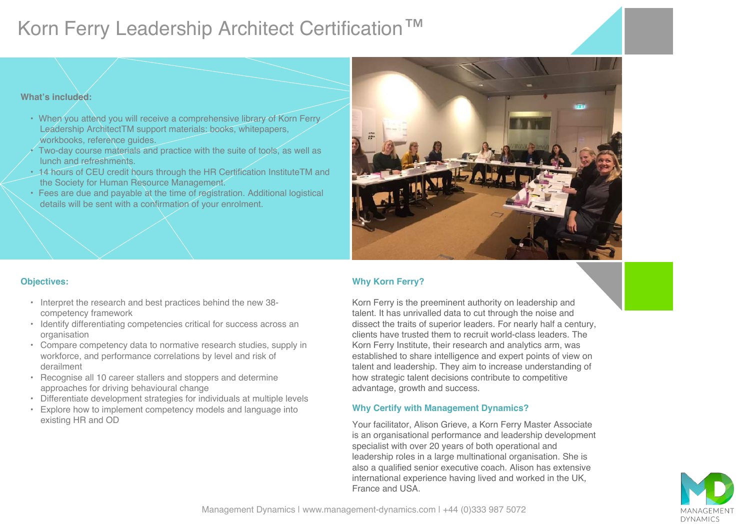# Korn Ferry Leadership Architect Certification™

**What's included:**

- When you attend you will receive a comprehensive library of Korn Ferry Leadership ArchitectTM support materials: books, whitepapers, workbooks, reference guides.
- Two-day course materials and practice with the suite of tools, as well as lunch and refreshments.
- 14 hours of CEU credit hours through the HR Certification InstituteTM and the Society for Human Resource Management.
- Fees are due and payable at the time of registration. Additional logistical details will be sent with a confirmation of your enrolment.

## Objectives:

- Interpret the research and best practices behind the new 38-competency framework
- Identify differentiating competencies critical for success across an organisation
- Compare competency data to normative research studies, supply in workforce, and performance correlations by level and risk of derailment
- Recognise all 10 career stallers and stoppers and determine approaches for driving behavioural change
- Differentiate development strategies for individuals at multiple levels
- Explore how to implement competency models and language into existing HR and OD

## Why Korn Ferry?

Korn Ferry is the preeminent authority on leadership and talent. It has unrivalled data to cut through the noise and dissect the traits of superior leaders. For nearly half a century, clients have trusted them to recruit world-class leaders. The Korn Ferry Institute, their research and analytics arm, was established to share intelligence and expert points of view on talent and leadership. They aim to increase understanding of how strategic talent decisions contribute to competitive advantage, growth and success.

## Why Certify with Management Dynamics?

Your facilitator, Alison Grieve, a Korn Ferry Master Associate is an organisational performance and leadership development specialist with over 20 years of both operational and leadership roles in a large multinational organisation. She is also a qualified senior executive coach. Alison has extensive international experience having lived and worked in the UK, France and USA.

Management Dynamics | www.management-dynamics.com | +44 (0)333 987 5072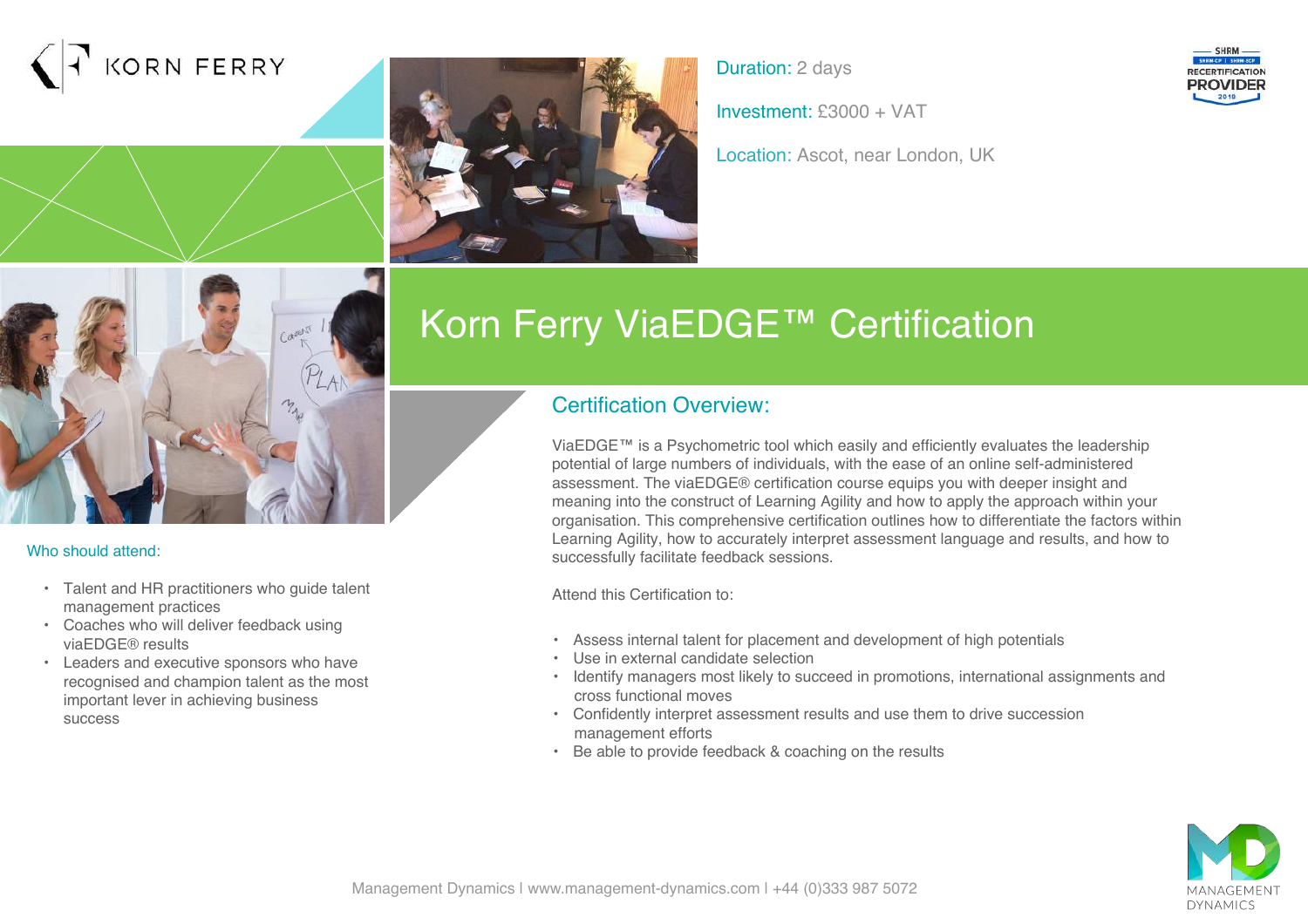Duration: 2 days

Investment: £3000 + VAT

Location: Ascot, near London, UK

# Korn Ferry ViaEDGE™ Certification

## Certification Overview:

ViaEDGE™ is a Psychometric tool which easily and efficiently evaluates the leadership potential of large numbers of individuals, with the ease of an online self-administered assessment. The viaEDGE® certification course equips you with deeper insight and meaning into the construct of Learning Agility and how to apply the approach within your organisation. This comprehensive certification outlines how to differentiate the factors within Learning Agility, how to accurately interpret assessment language and results, and how to successfully facilitate feedback sessions.

Attend this Certification to:

- Assess internal talent for placement and development of high potentials
- Use in external candidate selection
- Identify managers most likely to succeed in promotions, international assignments and cross functional moves
- Confidently interpret assessment results and use them to drive succession management efforts
- Be able to provide feedback & coaching on the results

### Who should attend:

- Talent and HR practitioners who guide talent management practices
- Coaches who will deliver feedback using viaEDGE® results
- Leaders and executive sponsors who have recognised and champion talent as the most important lever in achieving business success

Management Dynamics | www.management-dynamics.com | +44 (0)333 987 5072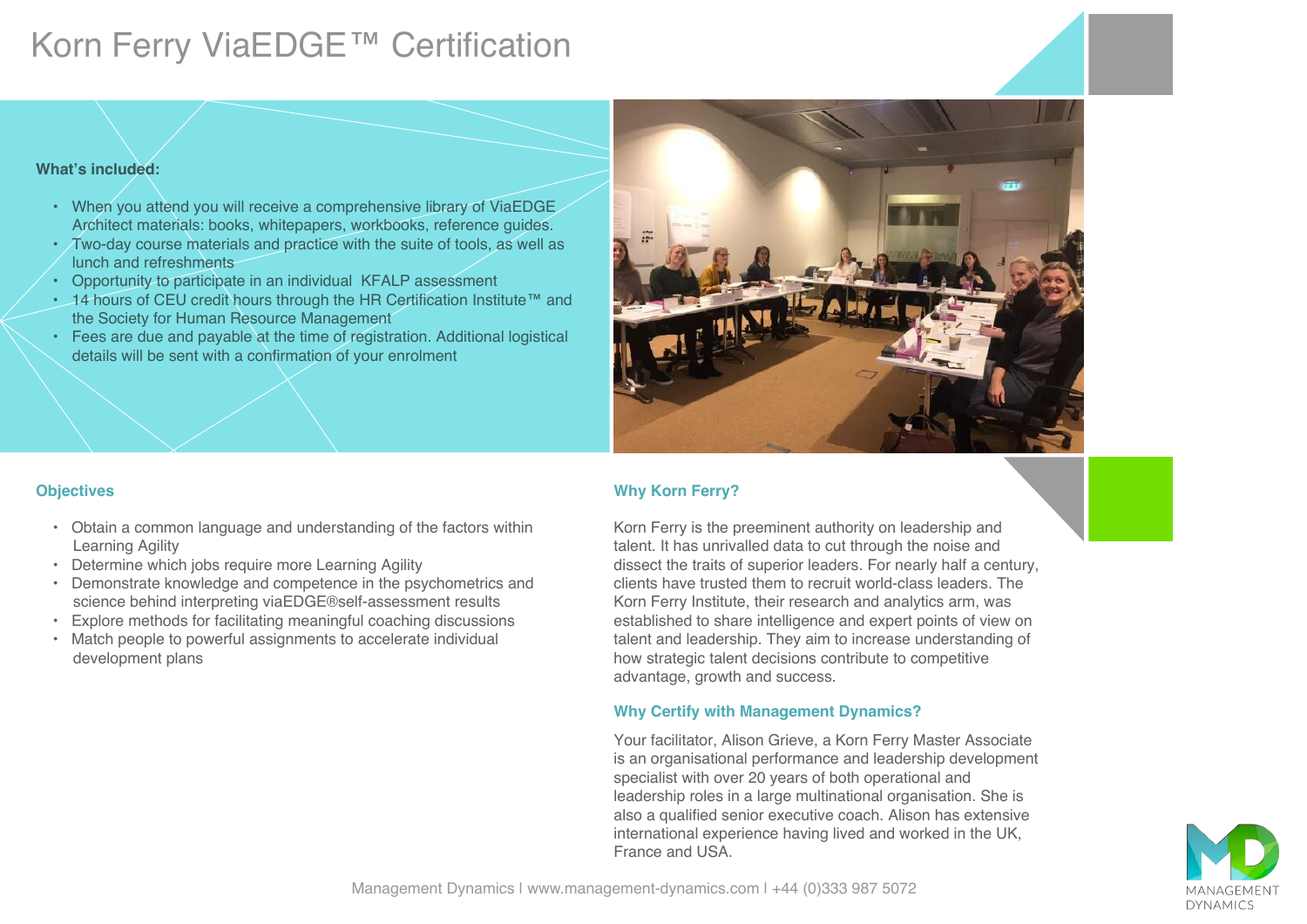# Korn Ferry ViaEDGE™ Certification

**What's included:**

- When you attend you will receive a comprehensive library of ViaEDGE Architect materials: books, whitepapers, workbooks, reference guides.
- Two-day course materials and practice with the suite of tools, as well as lunch and refreshments
- Opportunity to participate in an individual KFALP assessment
- 14 hours of CEU credit hours through the HR Certification Institute™ and the Society for Human Resource Management
- Fees are due and payable at the time of registration. Additional logistical details will be sent with a confirmation of your enrolment

### Objectives

- Obtain a common language and understanding of the factors within Learning Agility
- Determine which jobs require more Learning Agility
- Demonstrate knowledge and competence in the psychometrics and science behind interpreting viaEDGE®self-assessment results
- Explore methods for facilitating meaningful coaching discussions
- Match people to powerful assignments to accelerate individual development plans

### Why Korn Ferry?

Korn Ferry is the preeminent authority on leadership and talent. It has unrivalled data to cut through the noise and dissect the traits of superior leaders. For nearly half a century, clients have trusted them to recruit world-class leaders. The Korn Ferry Institute, their research and analytics arm, was established to share intelligence and expert points of view on talent and leadership. They aim to increase understanding of how strategic talent decisions contribute to competitive advantage, growth and success.

### Why Certify with Management Dynamics?

Your facilitator, Alison Grieve, a Korn Ferry Master Associate is an organisational performance and leadership development specialist with over 20 years of both operational and leadership roles in a large multinational organisation. She is also a qualified senior executive coach. Alison has extensive international experience having lived and worked in the UK, France and USA.

Management Dynamics | www.management-dynamics.com | +44 (0)333 987 5072